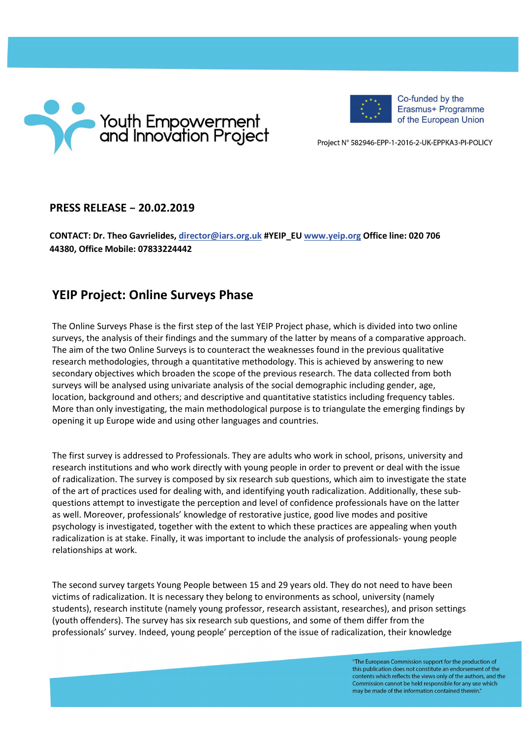Youth Empowerment and Innovation Project

Co-funded by the Erasmus+ Programme of the European Union

Project N° 582946-EPP-1-2016-2-UK-EPPKA3-PI-POLICY

**PRESS RELEASE – 20.02.2019**

**CONTACT: Dr. Theo Gavrielides, director@iars.org.uk #YEIP_EU www.yeip.org Office line: 020 706 44380, Office Mobile: 07833224442**

## YEIP Project: Online Surveys Phase

The Online Surveys Phase is the first step of the last YEIP Project phase, which is divided into two online surveys, the analysis of their findings and the summary of the latter by means of a comparative approach. The aim of the two Online Surveys is to counteract the weaknesses found in the previous qualitative research methodologies, through a quantitative methodology. This is achieved by answering to new secondary objectives which broaden the scope of the previous research. The data collected from both surveys will be analysed using univariate analysis of the social demographic including gender, age, location, background and others; and descriptive and quantitative statistics including frequency tables. More than only investigating, the main methodological purpose is to triangulate the emerging findings by opening it up Europe wide and using other languages and countries.

The first survey is addressed to Professionals. They are adults who work in school, prisons, university and research institutions and who work directly with young people in order to prevent or deal with the issue of radicalization. The survey is composed by six research sub questions, which aim to investigate the state of the art of practices used for dealing with, and identifying youth radicalization. Additionally, these sub-questions attempt to investigate the perception and level of confidence professionals have on the latter as well. Moreover, professionals' knowledge of restorative justice, good live modes and positive psychology is investigated, together with the extent to which these practices are appealing when youth radicalization is at stake. Finally, it was important to include the analysis of professionals- young people relationships at work.

The second survey targets Young People between 15 and 29 years old. They do not need to have been victims of radicalization. It is necessary they belong to environments as school, university (namely students), research institute (namely young professor, research assistant, researches), and prison settings (youth offenders). The survey has six research sub questions, and some of them differ from the professionals' survey. Indeed, young people' perception of the issue of radicalization, their knowledge

"The European Commission support for the production of this publication does not constitute an endorsement of the contents which reflects the views only of the authors, and the Commission cannot be held responsible for any use which may be made of the information contained therein."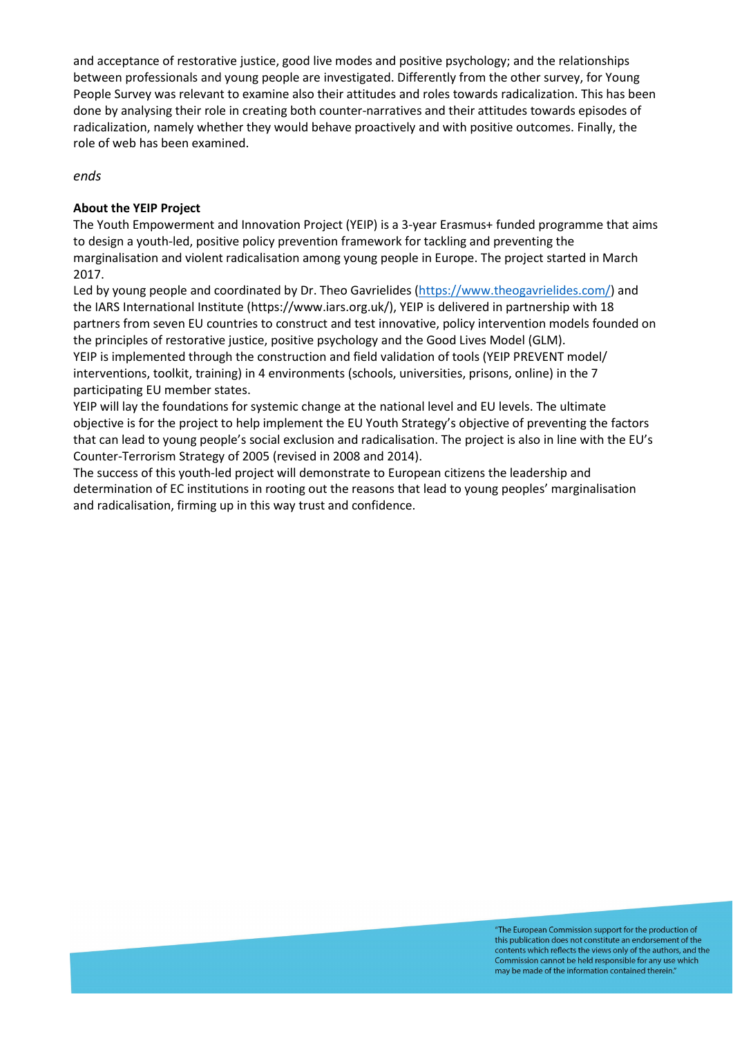and acceptance of restorative justice, good live modes and positive psychology; and the relationships between professionals and young people are investigated. Differently from the other survey, for Young People Survey was relevant to examine also their attitudes and roles towards radicalization. This has been done by analysing their role in creating both counter-narratives and their attitudes towards episodes of radicalization, namely whether they would behave proactively and with positive outcomes. Finally, the role of web has been examined.

*ends*

**About the YEIP Project**

The Youth Empowerment and Innovation Project (YEIP) is a 3-year Erasmus+ funded programme that aims to design a youth-led, positive policy prevention framework for tackling and preventing the marginalisation and violent radicalisation among young people in Europe. The project started in March 2017.

Led by young people and coordinated by Dr. Theo Gavrielides (https://www.theogavrielides.com/) and the IARS International Institute (https://www.iars.org.uk/), YEIP is delivered in partnership with 18 partners from seven EU countries to construct and test innovative, policy intervention models founded on the principles of restorative justice, positive psychology and the Good Lives Model (GLM).

YEIP is implemented through the construction and field validation of tools (YEIP PREVENT model/ interventions, toolkit, training) in 4 environments (schools, universities, prisons, online) in the 7 participating EU member states.

YEIP will lay the foundations for systemic change at the national level and EU levels. The ultimate objective is for the project to help implement the EU Youth Strategy's objective of preventing the factors that can lead to young people's social exclusion and radicalisation. The project is also in line with the EU's Counter-Terrorism Strategy of 2005 (revised in 2008 and 2014).

The success of this youth-led project will demonstrate to European citizens the leadership and determination of EC institutions in rooting out the reasons that lead to young peoples' marginalisation and radicalisation, firming up in this way trust and confidence.

"The European Commission support for the production of this publication does not constitute an endorsement of the contents which reflects the views only of the authors, and the Commission cannot be held responsible for any use which may be made of the information contained therein."